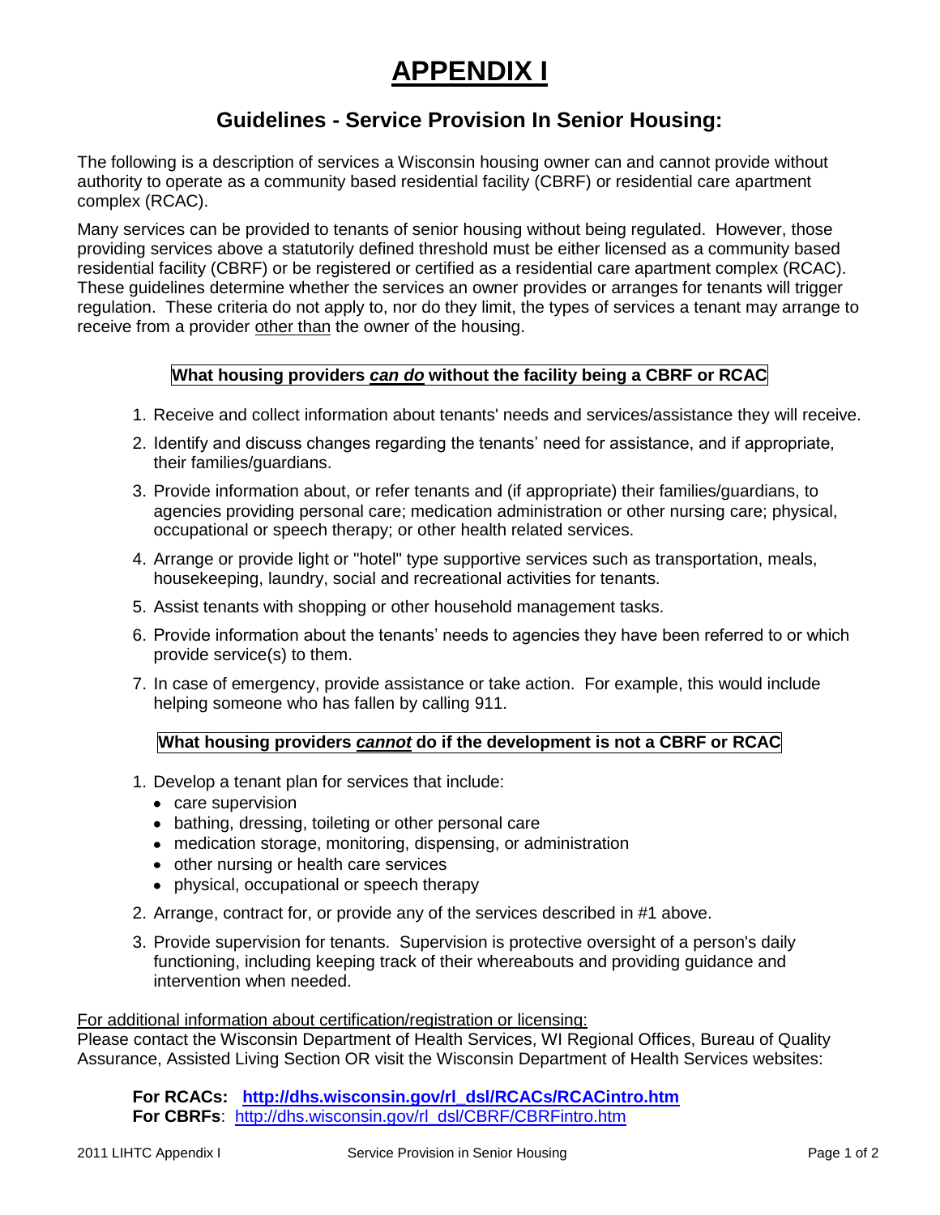# APPENDIX I

## Guidelines - Service Provision In Senior Housing:

The following is a description of services a Wisconsin housing owner can and cannot provide without authority to operate as a community based residential facility (CBRF) or residential care apartment complex (RCAC).

Many services can be provided to tenants of senior housing without being regulated. However, those providing services above a statutorily defined threshold must be either licensed as a community based residential facility (CBRF) or be registered or certified as a residential care apartment complex (RCAC). These guidelines determine whether the services an owner provides or arranges for tenants will trigger regulation. These criteria do not apply to, nor do they limit, the types of services a tenant may arrange to receive from a provider other than the owner of the housing.

### What housing providers ***can do*** without the facility being a CBRF or RCAC

1. Receive and collect information about tenants' needs and services/assistance they will receive.
2. Identify and discuss changes regarding the tenants' need for assistance, and if appropriate, their families/guardians.
3. Provide information about, or refer tenants and (if appropriate) their families/guardians, to agencies providing personal care; medication administration or other nursing care; physical, occupational or speech therapy; or other health related services.
4. Arrange or provide light or "hotel" type supportive services such as transportation, meals, housekeeping, laundry, social and recreational activities for tenants.
5. Assist tenants with shopping or other household management tasks.
6. Provide information about the tenants' needs to agencies they have been referred to or which provide service(s) to them.
7. In case of emergency, provide assistance or take action. For example, this would include helping someone who has fallen by calling 911.

### What housing providers ***cannot*** do if the development is not a CBRF or RCAC

1. Develop a tenant plan for services that include:
   - care supervision
   - bathing, dressing, toileting or other personal care
   - medication storage, monitoring, dispensing, or administration
   - other nursing or health care services
   - physical, occupational or speech therapy
2. Arrange, contract for, or provide any of the services described in #1 above.
3. Provide supervision for tenants. Supervision is protective oversight of a person's daily functioning, including keeping track of their whereabouts and providing guidance and intervention when needed.

For additional information about certification/registration or licensing:
Please contact the Wisconsin Department of Health Services, WI Regional Offices, Bureau of Quality Assurance, Assisted Living Section OR visit the Wisconsin Department of Health Services websites:

**For RCACs:** **http://dhs.wisconsin.gov/rl_dsl/RCACs/RCACintro.htm**
**For CBRFs**: http://dhs.wisconsin.gov/rl_dsl/CBRF/CBRFintro.htm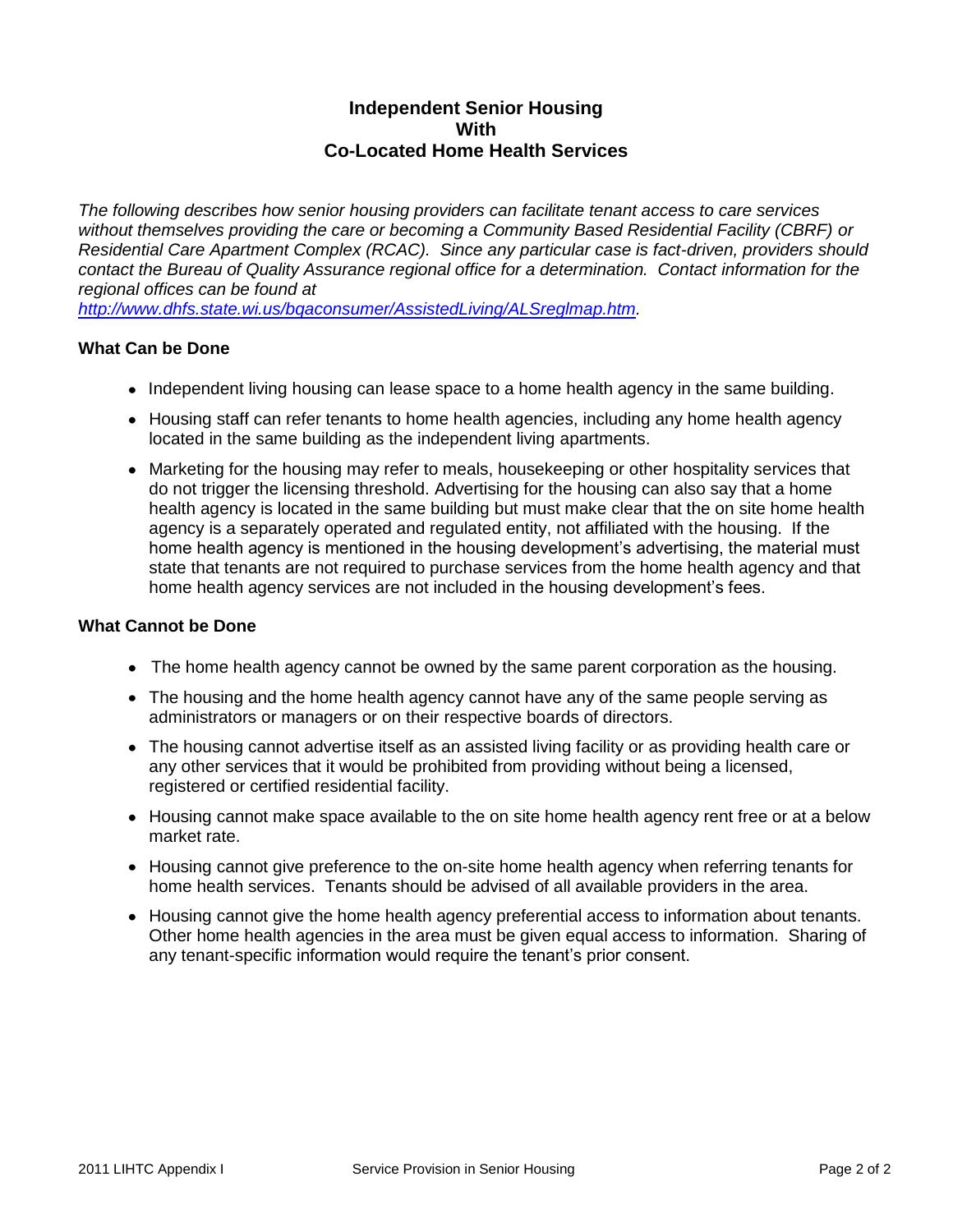# Independent Senior Housing
# With
# Co-Located Home Health Services

*The following describes how senior housing providers can facilitate tenant access to care services without themselves providing the care or becoming a Community Based Residential Facility (CBRF) or Residential Care Apartment Complex (RCAC). Since any particular case is fact-driven, providers should contact the Bureau of Quality Assurance regional office for a determination. Contact information for the regional offices can be found at [http://www.dhfs.state.wi.us/bqaconsumer/AssistedLiving/ALSreglmap.htm](http://www.dhfs.state.wi.us/bqaconsumer/AssistedLiving/ALSreglmap.htm).*

## What Can be Done

- Independent living housing can lease space to a home health agency in the same building.
- Housing staff can refer tenants to home health agencies, including any home health agency located in the same building as the independent living apartments.
- Marketing for the housing may refer to meals, housekeeping or other hospitality services that do not trigger the licensing threshold. Advertising for the housing can also say that a home health agency is located in the same building but must make clear that the on site home health agency is a separately operated and regulated entity, not affiliated with the housing. If the home health agency is mentioned in the housing development's advertising, the material must state that tenants are not required to purchase services from the home health agency and that home health agency services are not included in the housing development's fees.

## What Cannot be Done

- The home health agency cannot be owned by the same parent corporation as the housing.
- The housing and the home health agency cannot have any of the same people serving as administrators or managers or on their respective boards of directors.
- The housing cannot advertise itself as an assisted living facility or as providing health care or any other services that it would be prohibited from providing without being a licensed, registered or certified residential facility.
- Housing cannot make space available to the on site home health agency rent free or at a below market rate.
- Housing cannot give preference to the on-site home health agency when referring tenants for home health services. Tenants should be advised of all available providers in the area.
- Housing cannot give the home health agency preferential access to information about tenants. Other home health agencies in the area must be given equal access to information. Sharing of any tenant-specific information would require the tenant's prior consent.